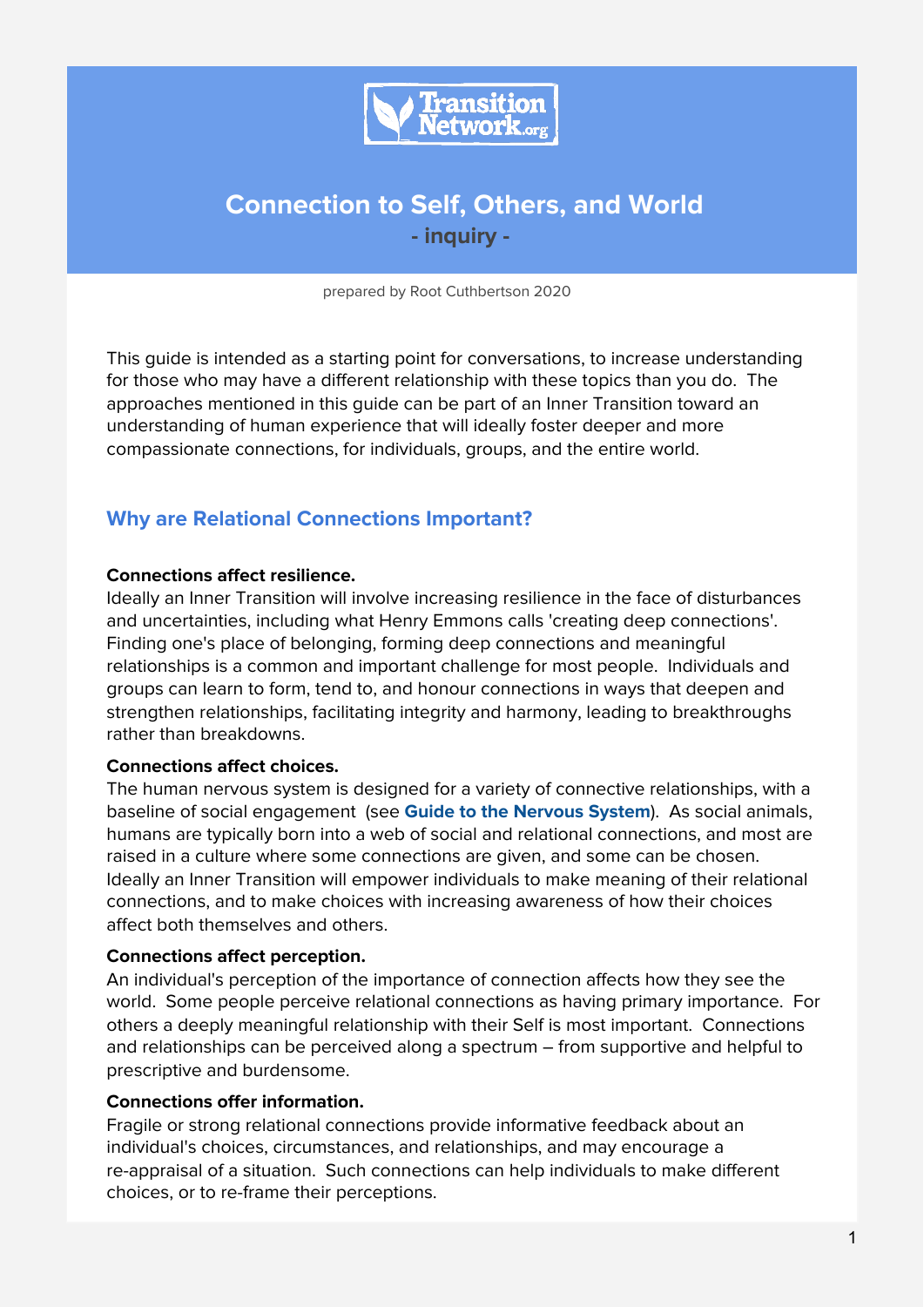# Connection to Self, Others, and World

**- inquiry -**

prepared by Root Cuthbertson 2020

This guide is intended as a starting point for conversations, to increase understanding for those who may have a different relationship with these topics than you do. The approaches mentioned in this guide can be part of an Inner Transition toward an understanding of human experience that will ideally foster deeper and more compassionate connections, for individuals, groups, and the entire world.

## Why are Relational Connections Important?

**Connections affect resilience.**

Ideally an Inner Transition will involve increasing resilience in the face of disturbances and uncertainties, including what Henry Emmons calls 'creating deep connections'. Finding one's place of belonging, forming deep connections and meaningful relationships is a common and important challenge for most people. Individuals and groups can learn to form, tend to, and honour connections in ways that deepen and strengthen relationships, facilitating integrity and harmony, leading to breakthroughs rather than breakdowns.

**Connections affect choices.**

The human nervous system is designed for a variety of connective relationships, with a baseline of social engagement (see **Guide to the Nervous System**). As social animals, humans are typically born into a web of social and relational connections, and most are raised in a culture where some connections are given, and some can be chosen. Ideally an Inner Transition will empower individuals to make meaning of their relational connections, and to make choices with increasing awareness of how their choices affect both themselves and others.

**Connections affect perception.**

An individual's perception of the importance of connection affects how they see the world. Some people perceive relational connections as having primary importance. For others a deeply meaningful relationship with their Self is most important. Connections and relationships can be perceived along a spectrum – from supportive and helpful to prescriptive and burdensome.

**Connections offer information.**

Fragile or strong relational connections provide informative feedback about an individual's choices, circumstances, and relationships, and may encourage a re-appraisal of a situation. Such connections can help individuals to make different choices, or to re-frame their perceptions.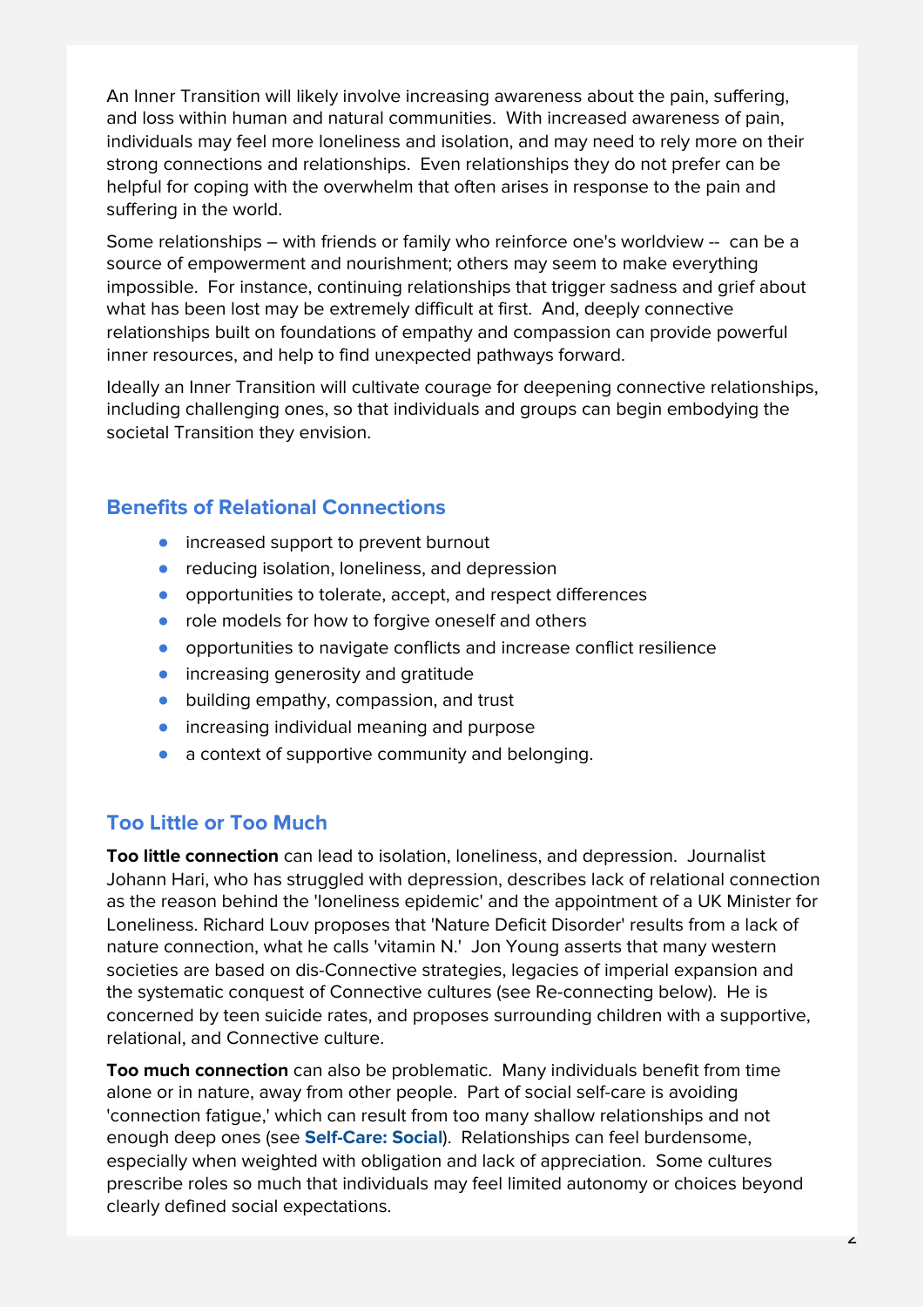An Inner Transition will likely involve increasing awareness about the pain, suffering, and loss within human and natural communities. With increased awareness of pain, individuals may feel more loneliness and isolation, and may need to rely more on their strong connections and relationships. Even relationships they do not prefer can be helpful for coping with the overwhelm that often arises in response to the pain and suffering in the world.

Some relationships – with friends or family who reinforce one's worldview -- can be a source of empowerment and nourishment; others may seem to make everything impossible. For instance, continuing relationships that trigger sadness and grief about what has been lost may be extremely difficult at first. And, deeply connective relationships built on foundations of empathy and compassion can provide powerful inner resources, and help to find unexpected pathways forward.

Ideally an Inner Transition will cultivate courage for deepening connective relationships, including challenging ones, so that individuals and groups can begin embodying the societal Transition they envision.

### Benefits of Relational Connections

- increased support to prevent burnout
- reducing isolation, loneliness, and depression
- opportunities to tolerate, accept, and respect differences
- role models for how to forgive oneself and others
- opportunities to navigate conflicts and increase conflict resilience
- increasing generosity and gratitude
- building empathy, compassion, and trust
- increasing individual meaning and purpose
- a context of supportive community and belonging.

### Too Little or Too Much

**Too little connection** can lead to isolation, loneliness, and depression. Journalist Johann Hari, who has struggled with depression, describes lack of relational connection as the reason behind the 'loneliness epidemic' and the appointment of a UK Minister for Loneliness. Richard Louv proposes that 'Nature Deficit Disorder' results from a lack of nature connection, what he calls 'vitamin N.' Jon Young asserts that many western societies are based on dis-Connective strategies, legacies of imperial expansion and the systematic conquest of Connective cultures (see Re-connecting below). He is concerned by teen suicide rates, and proposes surrounding children with a supportive, relational, and Connective culture.

**Too much connection** can also be problematic. Many individuals benefit from time alone or in nature, away from other people. Part of social self-care is avoiding 'connection fatigue,' which can result from too many shallow relationships and not enough deep ones (see **Self-Care: Social**). Relationships can feel burdensome, especially when weighted with obligation and lack of appreciation. Some cultures prescribe roles so much that individuals may feel limited autonomy or choices beyond clearly defined social expectations.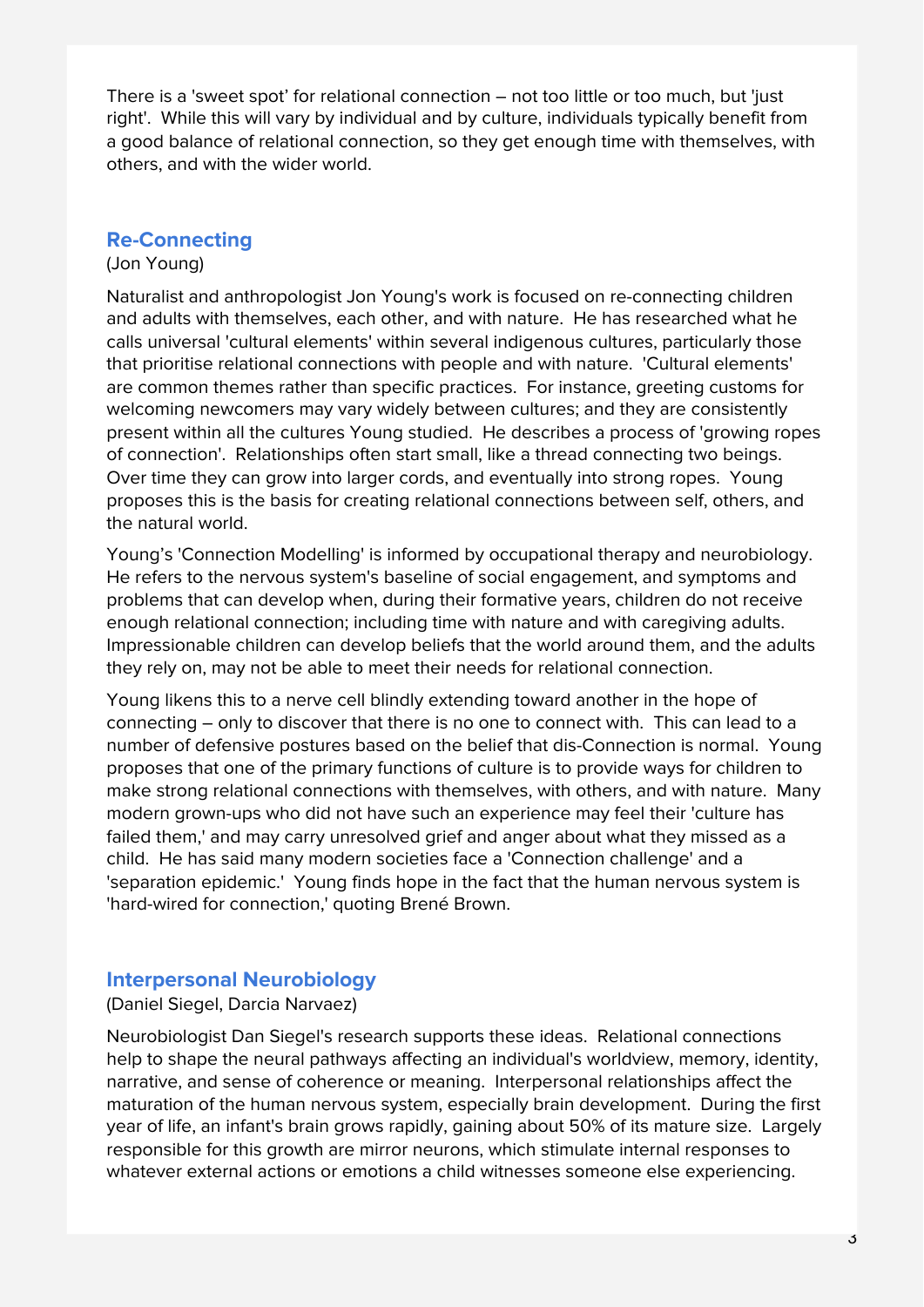There is a 'sweet spot' for relational connection – not too little or too much, but 'just right'. While this will vary by individual and by culture, individuals typically benefit from a good balance of relational connection, so they get enough time with themselves, with others, and with the wider world.

## Re-Connecting

(Jon Young)

Naturalist and anthropologist Jon Young's work is focused on re-connecting children and adults with themselves, each other, and with nature. He has researched what he calls universal 'cultural elements' within several indigenous cultures, particularly those that prioritise relational connections with people and with nature. 'Cultural elements' are common themes rather than specific practices. For instance, greeting customs for welcoming newcomers may vary widely between cultures; and they are consistently present within all the cultures Young studied. He describes a process of 'growing ropes of connection'. Relationships often start small, like a thread connecting two beings. Over time they can grow into larger cords, and eventually into strong ropes. Young proposes this is the basis for creating relational connections between self, others, and the natural world.

Young's 'Connection Modelling' is informed by occupational therapy and neurobiology. He refers to the nervous system's baseline of social engagement, and symptoms and problems that can develop when, during their formative years, children do not receive enough relational connection; including time with nature and with caregiving adults. Impressionable children can develop beliefs that the world around them, and the adults they rely on, may not be able to meet their needs for relational connection.

Young likens this to a nerve cell blindly extending toward another in the hope of connecting – only to discover that there is no one to connect with. This can lead to a number of defensive postures based on the belief that dis-Connection is normal. Young proposes that one of the primary functions of culture is to provide ways for children to make strong relational connections with themselves, with others, and with nature. Many modern grown-ups who did not have such an experience may feel their 'culture has failed them,' and may carry unresolved grief and anger about what they missed as a child. He has said many modern societies face a 'Connection challenge' and a 'separation epidemic.' Young finds hope in the fact that the human nervous system is 'hard-wired for connection,' quoting Brené Brown.

## Interpersonal Neurobiology

(Daniel Siegel, Darcia Narvaez)

Neurobiologist Dan Siegel's research supports these ideas. Relational connections help to shape the neural pathways affecting an individual's worldview, memory, identity, narrative, and sense of coherence or meaning. Interpersonal relationships affect the maturation of the human nervous system, especially brain development. During the first year of life, an infant's brain grows rapidly, gaining about 50% of its mature size. Largely responsible for this growth are mirror neurons, which stimulate internal responses to whatever external actions or emotions a child witnesses someone else experiencing.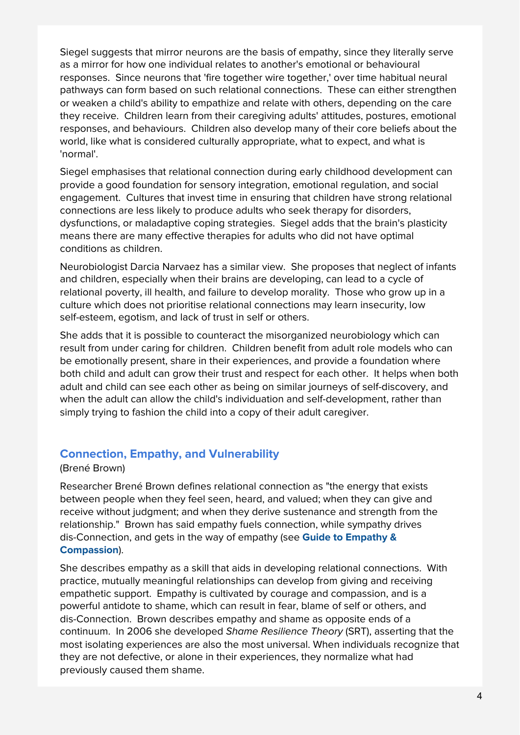Siegel suggests that mirror neurons are the basis of empathy, since they literally serve as a mirror for how one individual relates to another's emotional or behavioural responses. Since neurons that 'fire together wire together,' over time habitual neural pathways can form based on such relational connections. These can either strengthen or weaken a child's ability to empathize and relate with others, depending on the care they receive. Children learn from their caregiving adults' attitudes, postures, emotional responses, and behaviours. Children also develop many of their core beliefs about the world, like what is considered culturally appropriate, what to expect, and what is 'normal'.

Siegel emphasises that relational connection during early childhood development can provide a good foundation for sensory integration, emotional regulation, and social engagement. Cultures that invest time in ensuring that children have strong relational connections are less likely to produce adults who seek therapy for disorders, dysfunctions, or maladaptive coping strategies. Siegel adds that the brain's plasticity means there are many effective therapies for adults who did not have optimal conditions as children.

Neurobiologist Darcia Narvaez has a similar view. She proposes that neglect of infants and children, especially when their brains are developing, can lead to a cycle of relational poverty, ill health, and failure to develop morality. Those who grow up in a culture which does not prioritise relational connections may learn insecurity, low self-esteem, egotism, and lack of trust in self or others.

She adds that it is possible to counteract the misorganized neurobiology which can result from under caring for children. Children benefit from adult role models who can be emotionally present, share in their experiences, and provide a foundation where both child and adult can grow their trust and respect for each other. It helps when both adult and child can see each other as being on similar journeys of self-discovery, and when the adult can allow the child's individuation and self-development, rather than simply trying to fashion the child into a copy of their adult caregiver.

## Connection, Empathy, and Vulnerability

(Brené Brown)

Researcher Brené Brown defines relational connection as "the energy that exists between people when they feel seen, heard, and valued; when they can give and receive without judgment; and when they derive sustenance and strength from the relationship." Brown has said empathy fuels connection, while sympathy drives dis-Connection, and gets in the way of empathy (see **Guide to Empathy & Compassion**).

She describes empathy as a skill that aids in developing relational connections. With practice, mutually meaningful relationships can develop from giving and receiving empathetic support. Empathy is cultivated by courage and compassion, and is a powerful antidote to shame, which can result in fear, blame of self or others, and dis-Connection. Brown describes empathy and shame as opposite ends of a continuum. In 2006 she developed *Shame Resilience Theory* (SRT), asserting that the most isolating experiences are also the most universal. When individuals recognize that they are not defective, or alone in their experiences, they normalize what had previously caused them shame.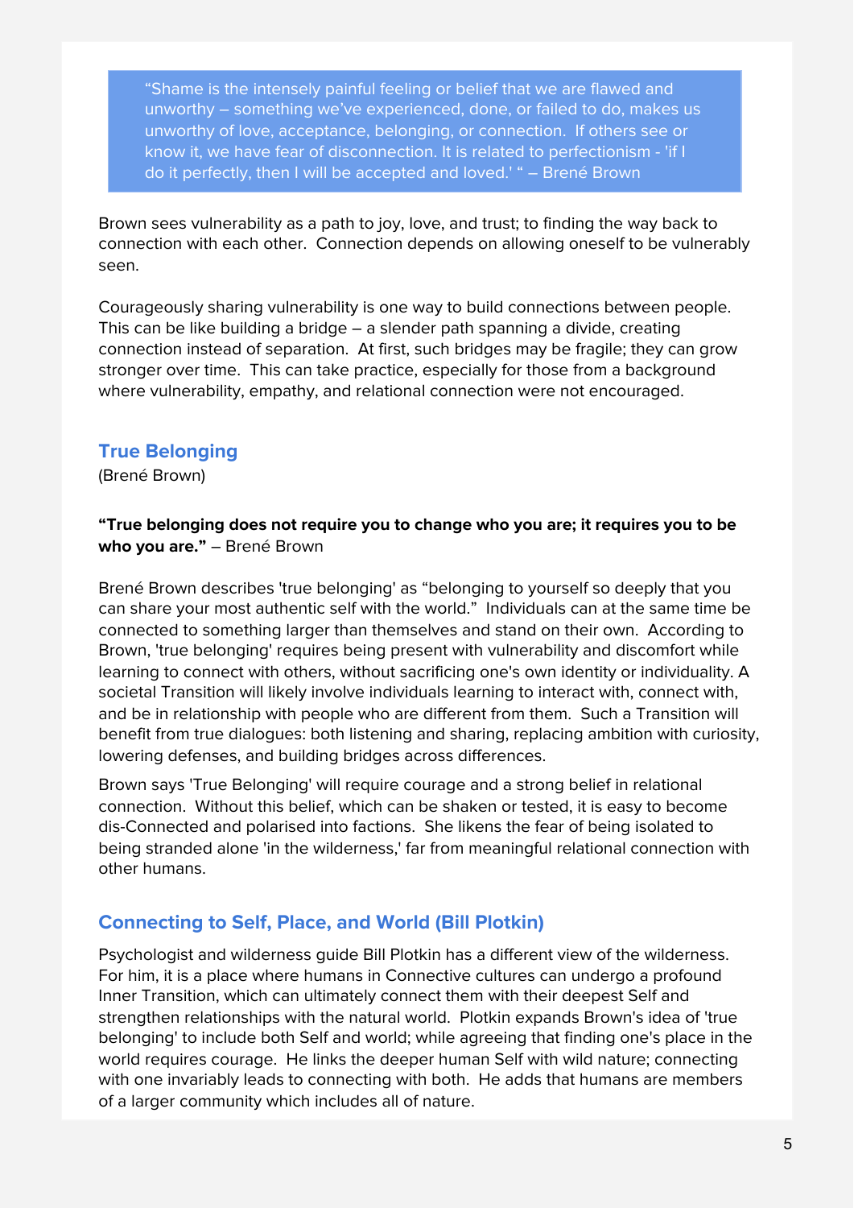> "Shame is the intensely painful feeling or belief that we are flawed and unworthy – something we've experienced, done, or failed to do, makes us unworthy of love, acceptance, belonging, or connection. If others see or know it, we have fear of disconnection. It is related to perfectionism - 'if I do it perfectly, then I will be accepted and loved.' " – Brené Brown

Brown sees vulnerability as a path to joy, love, and trust; to finding the way back to connection with each other. Connection depends on allowing oneself to be vulnerably seen.

Courageously sharing vulnerability is one way to build connections between people. This can be like building a bridge – a slender path spanning a divide, creating connection instead of separation. At first, such bridges may be fragile; they can grow stronger over time. This can take practice, especially for those from a background where vulnerability, empathy, and relational connection were not encouraged.

## True Belonging

(Brené Brown)

**"True belonging does not require you to change who you are; it requires you to be who you are."** – Brené Brown

Brené Brown describes 'true belonging' as "belonging to yourself so deeply that you can share your most authentic self with the world." Individuals can at the same time be connected to something larger than themselves and stand on their own. According to Brown, 'true belonging' requires being present with vulnerability and discomfort while learning to connect with others, without sacrificing one's own identity or individuality. A societal Transition will likely involve individuals learning to interact with, connect with, and be in relationship with people who are different from them. Such a Transition will benefit from true dialogues: both listening and sharing, replacing ambition with curiosity, lowering defenses, and building bridges across differences.

Brown says 'True Belonging' will require courage and a strong belief in relational connection. Without this belief, which can be shaken or tested, it is easy to become dis-Connected and polarised into factions. She likens the fear of being isolated to being stranded alone 'in the wilderness,' far from meaningful relational connection with other humans.

## Connecting to Self, Place, and World (Bill Plotkin)

Psychologist and wilderness guide Bill Plotkin has a different view of the wilderness. For him, it is a place where humans in Connective cultures can undergo a profound Inner Transition, which can ultimately connect them with their deepest Self and strengthen relationships with the natural world. Plotkin expands Brown's idea of 'true belonging' to include both Self and world; while agreeing that finding one's place in the world requires courage. He links the deeper human Self with wild nature; connecting with one invariably leads to connecting with both. He adds that humans are members of a larger community which includes all of nature.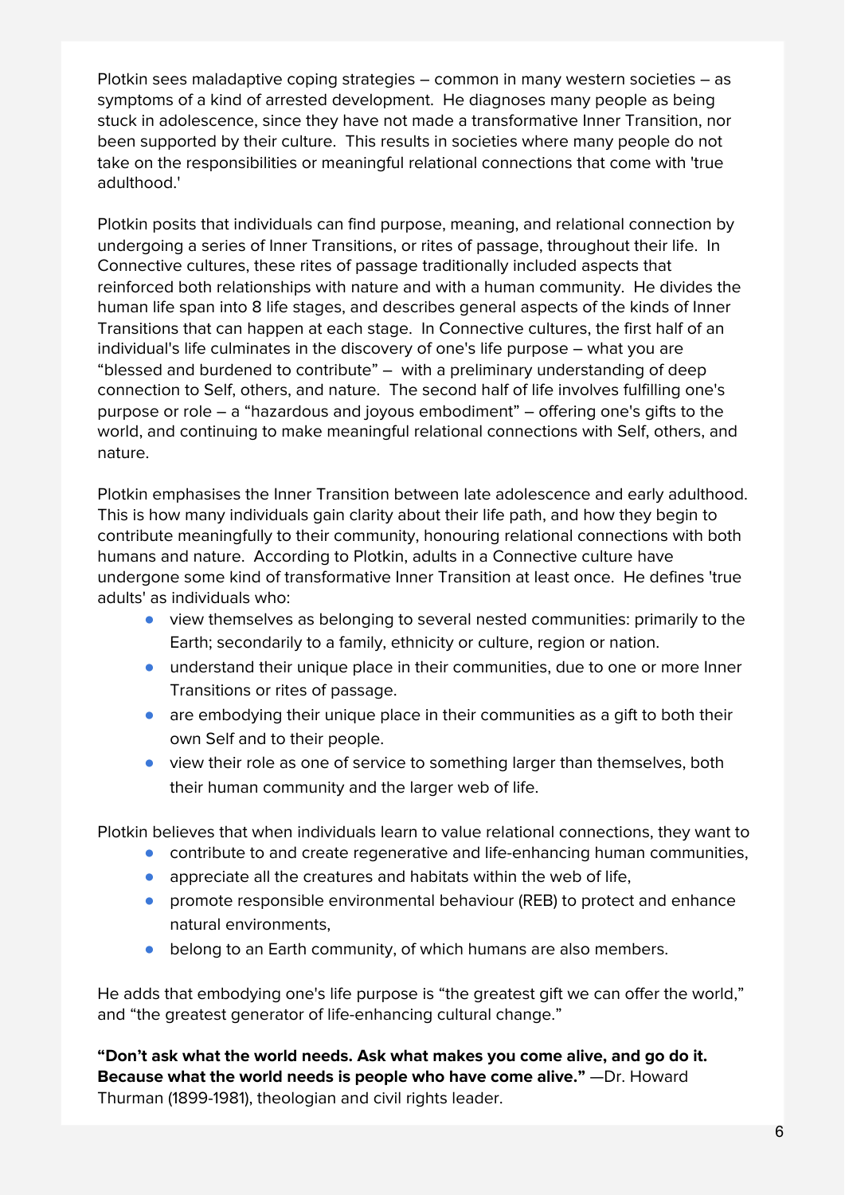Plotkin sees maladaptive coping strategies – common in many western societies – as symptoms of a kind of arrested development. He diagnoses many people as being stuck in adolescence, since they have not made a transformative Inner Transition, nor been supported by their culture. This results in societies where many people do not take on the responsibilities or meaningful relational connections that come with 'true adulthood.'

Plotkin posits that individuals can find purpose, meaning, and relational connection by undergoing a series of Inner Transitions, or rites of passage, throughout their life. In Connective cultures, these rites of passage traditionally included aspects that reinforced both relationships with nature and with a human community. He divides the human life span into 8 life stages, and describes general aspects of the kinds of Inner Transitions that can happen at each stage. In Connective cultures, the first half of an individual's life culminates in the discovery of one's life purpose – what you are "blessed and burdened to contribute" – with a preliminary understanding of deep connection to Self, others, and nature. The second half of life involves fulfilling one's purpose or role – a "hazardous and joyous embodiment" – offering one's gifts to the world, and continuing to make meaningful relational connections with Self, others, and nature.

Plotkin emphasises the Inner Transition between late adolescence and early adulthood. This is how many individuals gain clarity about their life path, and how they begin to contribute meaningfully to their community, honouring relational connections with both humans and nature. According to Plotkin, adults in a Connective culture have undergone some kind of transformative Inner Transition at least once. He defines 'true adults' as individuals who:

- view themselves as belonging to several nested communities: primarily to the Earth; secondarily to a family, ethnicity or culture, region or nation.
- understand their unique place in their communities, due to one or more Inner Transitions or rites of passage.
- are embodying their unique place in their communities as a gift to both their own Self and to their people.
- view their role as one of service to something larger than themselves, both their human community and the larger web of life.

Plotkin believes that when individuals learn to value relational connections, they want to

- contribute to and create regenerative and life-enhancing human communities,
- appreciate all the creatures and habitats within the web of life,
- promote responsible environmental behaviour (REB) to protect and enhance natural environments,
- belong to an Earth community, of which humans are also members.

He adds that embodying one's life purpose is "the greatest gift we can offer the world," and "the greatest generator of life-enhancing cultural change."

**"Don't ask what the world needs. Ask what makes you come alive, and go do it. Because what the world needs is people who have come alive."** —Dr. Howard Thurman (1899-1981), theologian and civil rights leader.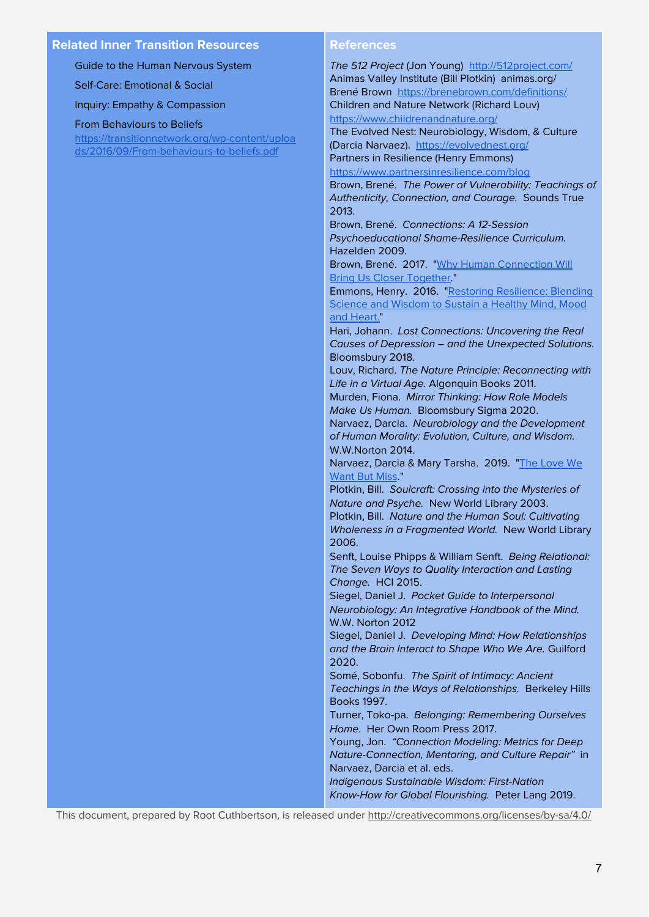## Related Inner Transition Resources

- Guide to the Human Nervous System
- Self-Care: Emotional & Social
- Inquiry: Empathy & Compassion
- From Behaviours to Beliefs
  https://transitionnetwork.org/wp-content/uploads/2016/09/From-behaviours-to-beliefs.pdf

## References

*The 512 Project* (Jon Young) http://512project.com/
Animas Valley Institute (Bill Plotkin) animas.org/
Brené Brown https://brenebrown.com/definitions/
Children and Nature Network (Richard Louv) https://www.childrenandnature.org/
The Evolved Nest: Neurobiology, Wisdom, & Culture (Darcia Narvaez). https://evolvednest.org/
Partners in Resilience (Henry Emmons) https://www.partnersinresilience.com/blog
Brown, Brené. *The Power of Vulnerability: Teachings of Authenticity, Connection, and Courage.* Sounds True 2013.
Brown, Brené. *Connections: A 12-Session Psychoeducational Shame-Resilience Curriculum.* Hazelden 2009.
Brown, Brené. 2017. "Why Human Connection Will Bring Us Closer Together."
Emmons, Henry. 2016. "Restoring Resilience: Blending Science and Wisdom to Sustain a Healthy Mind, Mood and Heart."
Hari, Johann. *Lost Connections: Uncovering the Real Causes of Depression – and the Unexpected Solutions.* Bloomsbury 2018.
Louv, Richard. *The Nature Principle: Reconnecting with Life in a Virtual Age.* Algonquin Books 2011.
Murden, Fiona. *Mirror Thinking: How Role Models Make Us Human.* Bloomsbury Sigma 2020.
Narvaez, Darcia. *Neurobiology and the Development of Human Morality: Evolution, Culture, and Wisdom.* W.W.Norton 2014.
Narvaez, Darcia & Mary Tarsha. 2019. "The Love We Want But Miss."
Plotkin, Bill. *Soulcraft: Crossing into the Mysteries of Nature and Psyche.* New World Library 2003.
Plotkin, Bill. *Nature and the Human Soul: Cultivating Wholeness in a Fragmented World.* New World Library 2006.
Senft, Louise Phipps & William Senft. *Being Relational: The Seven Ways to Quality Interaction and Lasting Change.* HCI 2015.
Siegel, Daniel J. *Pocket Guide to Interpersonal Neurobiology: An Integrative Handbook of the Mind.* W.W. Norton 2012
Siegel, Daniel J. *Developing Mind: How Relationships and the Brain Interact to Shape Who We Are.* Guilford 2020.
Somé, Sobonfu. *The Spirit of Intimacy: Ancient Teachings in the Ways of Relationships.* Berkeley Hills Books 1997.
Turner, Toko-pa. *Belonging: Remembering Ourselves Home.* Her Own Room Press 2017.
Young, Jon. *"Connection Modeling: Metrics for Deep Nature-Connection, Mentoring, and Culture Repair"* in Narvaez, Darcia et al. eds. *Indigenous Sustainable Wisdom: First-Nation Know-How for Global Flourishing.* Peter Lang 2019.

This document, prepared by Root Cuthbertson, is released under http://creativecommons.org/licenses/by-sa/4.0/